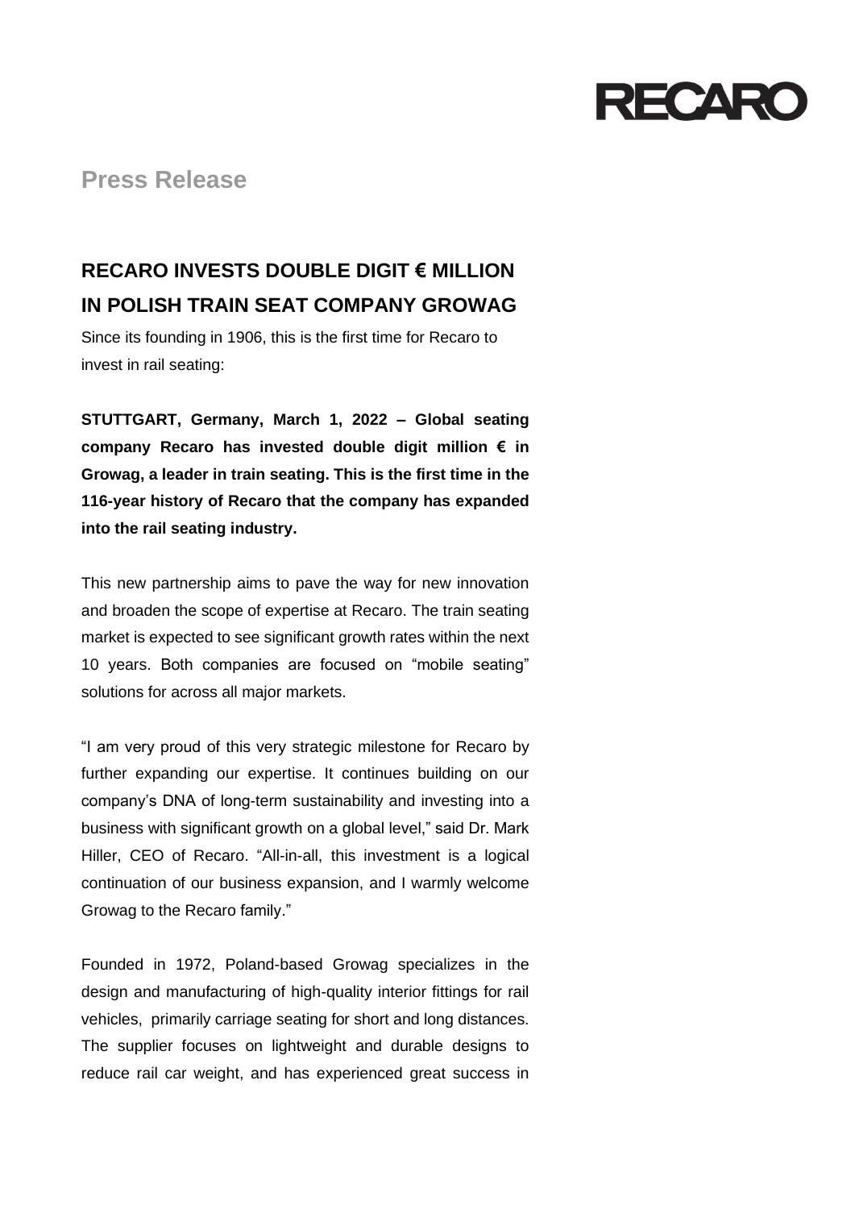**RECARO**

## Press Release

# RECARO INVESTS DOUBLE DIGIT € MILLION IN POLISH TRAIN SEAT COMPANY GROWAG

Since its founding in 1906, this is the first time for Recaro to invest in rail seating:

**STUTTGART, Germany, March 1, 2022 – Global seating company Recaro has invested double digit million € in Growag, a leader in train seating. This is the first time in the 116-year history of Recaro that the company has expanded into the rail seating industry.**

This new partnership aims to pave the way for new innovation and broaden the scope of expertise at Recaro. The train seating market is expected to see significant growth rates within the next 10 years. Both companies are focused on "mobile seating" solutions for across all major markets.

"I am very proud of this very strategic milestone for Recaro by further expanding our expertise. It continues building on our company's DNA of long-term sustainability and investing into a business with significant growth on a global level," said Dr. Mark Hiller, CEO of Recaro. "All-in-all, this investment is a logical continuation of our business expansion, and I warmly welcome Growag to the Recaro family."

Founded in 1972, Poland-based Growag specializes in the design and manufacturing of high-quality interior fittings for rail vehicles, primarily carriage seating for short and long distances. The supplier focuses on lightweight and durable designs to reduce rail car weight, and has experienced great success in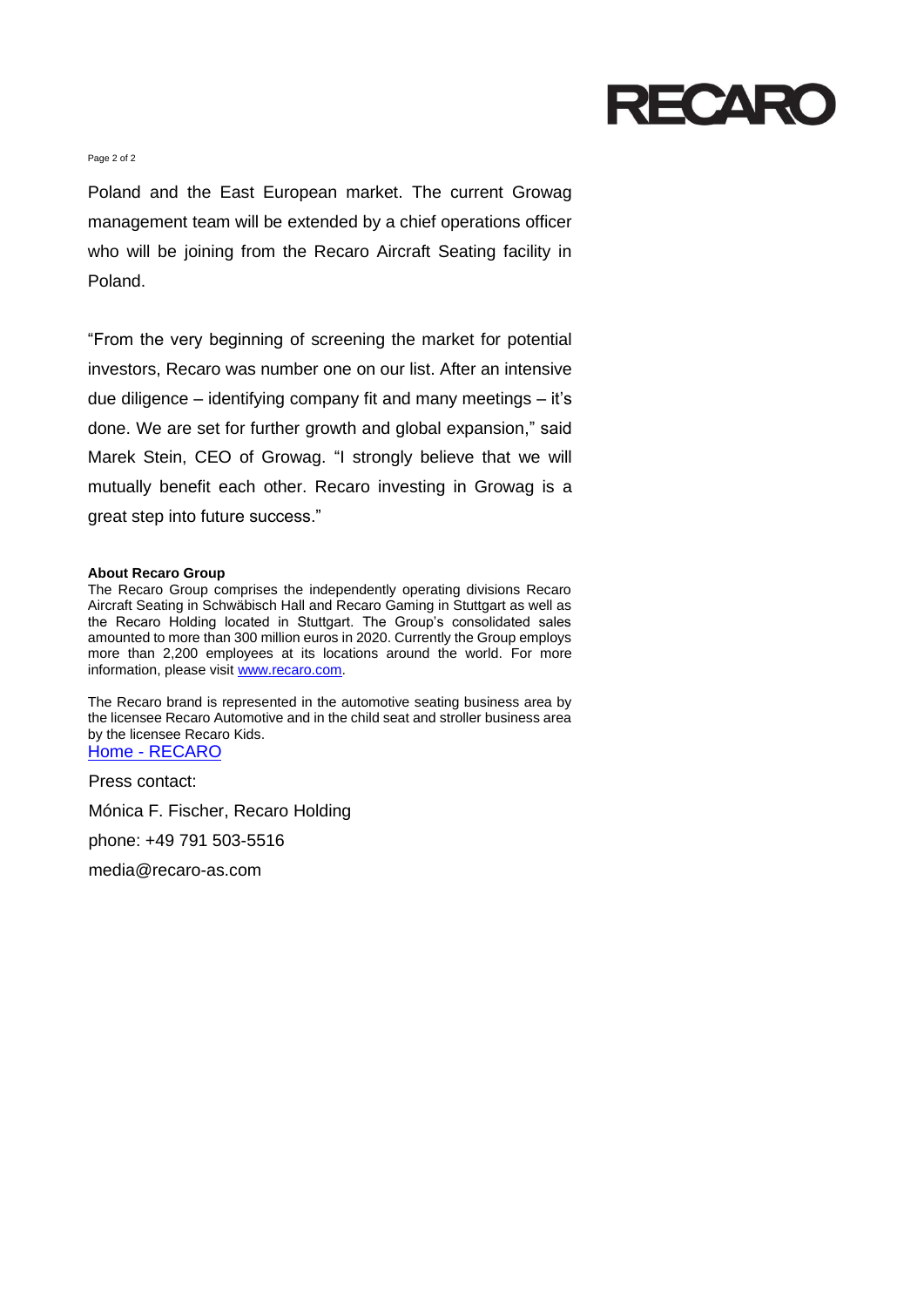Poland and the East European market. The current Growag management team will be extended by a chief operations officer who will be joining from the Recaro Aircraft Seating facility in Poland.

“From the very beginning of screening the market for potential investors, Recaro was number one on our list. After an intensive due diligence – identifying company fit and many meetings – it’s done. We are set for further growth and global expansion,” said Marek Stein, CEO of Growag. “I strongly believe that we will mutually benefit each other. Recaro investing in Growag is a great step into future success.”

**About Recaro Group**

The Recaro Group comprises the independently operating divisions Recaro Aircraft Seating in Schwäbisch Hall and Recaro Gaming in Stuttgart as well as the Recaro Holding located in Stuttgart. The Group’s consolidated sales amounted to more than 300 million euros in 2020. Currently the Group employs more than 2,200 employees at its locations around the world. For more information, please visit www.recaro.com.

The Recaro brand is represented in the automotive seating business area by the licensee Recaro Automotive and in the child seat and stroller business area by the licensee Recaro Kids.

Home - RECARO

Press contact:

Mónica F. Fischer, Recaro Holding

phone: +49 791 503-5516

media@recaro-as.com